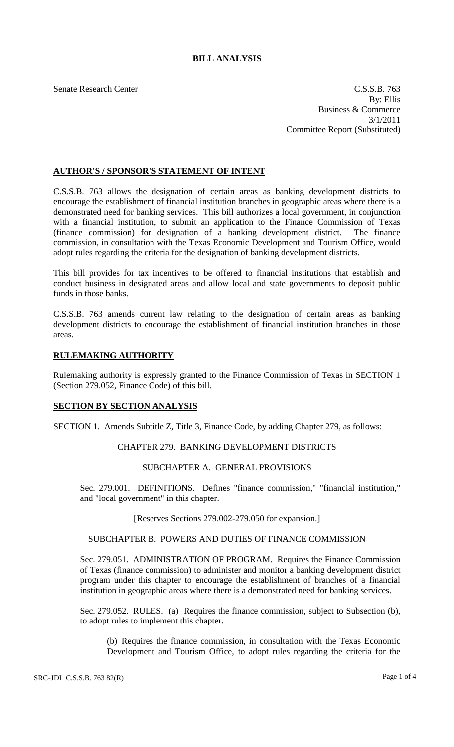# BILL ANALYSIS

Senate Research Center

C.S.S.B. 763
By: Ellis
Business & Commerce
3/1/2011
Committee Report (Substituted)

## AUTHOR'S / SPONSOR'S STATEMENT OF INTENT

C.S.S.B. 763 allows the designation of certain areas as banking development districts to encourage the establishment of financial institution branches in geographic areas where there is a demonstrated need for banking services. This bill authorizes a local government, in conjunction with a financial institution, to submit an application to the Finance Commission of Texas (finance commission) for designation of a banking development district. The finance commission, in consultation with the Texas Economic Development and Tourism Office, would adopt rules regarding the criteria for the designation of banking development districts.

This bill provides for tax incentives to be offered to financial institutions that establish and conduct business in designated areas and allow local and state governments to deposit public funds in those banks.

C.S.S.B. 763 amends current law relating to the designation of certain areas as banking development districts to encourage the establishment of financial institution branches in those areas.

## RULEMAKING AUTHORITY

Rulemaking authority is expressly granted to the Finance Commission of Texas in SECTION 1 (Section 279.052, Finance Code) of this bill.

## SECTION BY SECTION ANALYSIS

SECTION 1. Amends Subtitle Z, Title 3, Finance Code, by adding Chapter 279, as follows:

CHAPTER 279. BANKING DEVELOPMENT DISTRICTS

SUBCHAPTER A. GENERAL PROVISIONS

Sec. 279.001. DEFINITIONS. Defines "finance commission," "financial institution," and "local government" in this chapter.

[Reserves Sections 279.002-279.050 for expansion.]

SUBCHAPTER B. POWERS AND DUTIES OF FINANCE COMMISSION

Sec. 279.051. ADMINISTRATION OF PROGRAM. Requires the Finance Commission of Texas (finance commission) to administer and monitor a banking development district program under this chapter to encourage the establishment of branches of a financial institution in geographic areas where there is a demonstrated need for banking services.

Sec. 279.052. RULES. (a) Requires the finance commission, subject to Subsection (b), to adopt rules to implement this chapter.

(b) Requires the finance commission, in consultation with the Texas Economic Development and Tourism Office, to adopt rules regarding the criteria for the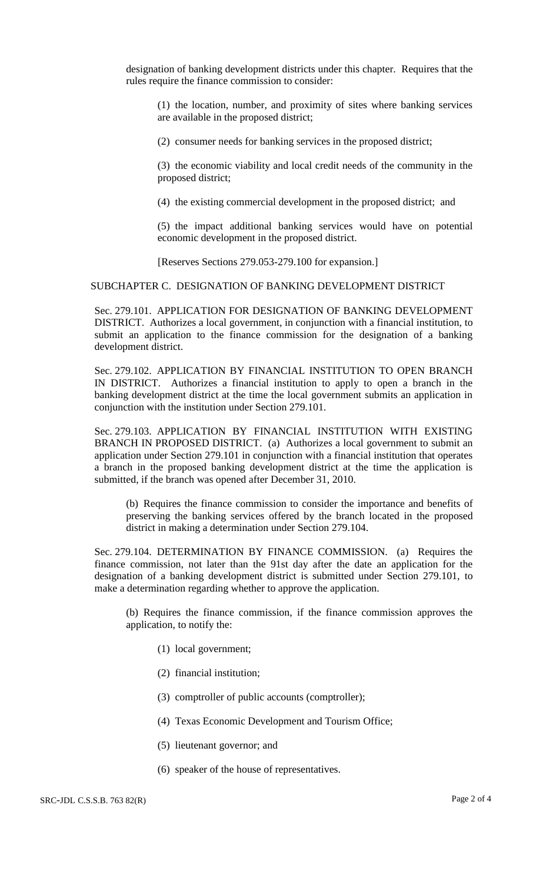designation of banking development districts under this chapter. Requires that the rules require the finance commission to consider:

(1) the location, number, and proximity of sites where banking services are available in the proposed district;

(2) consumer needs for banking services in the proposed district;

(3) the economic viability and local credit needs of the community in the proposed district;

(4) the existing commercial development in the proposed district; and

(5) the impact additional banking services would have on potential economic development in the proposed district.

[Reserves Sections 279.053-279.100 for expansion.]

SUBCHAPTER C. DESIGNATION OF BANKING DEVELOPMENT DISTRICT

Sec. 279.101. APPLICATION FOR DESIGNATION OF BANKING DEVELOPMENT DISTRICT. Authorizes a local government, in conjunction with a financial institution, to submit an application to the finance commission for the designation of a banking development district.

Sec. 279.102. APPLICATION BY FINANCIAL INSTITUTION TO OPEN BRANCH IN DISTRICT. Authorizes a financial institution to apply to open a branch in the banking development district at the time the local government submits an application in conjunction with the institution under Section 279.101.

Sec. 279.103. APPLICATION BY FINANCIAL INSTITUTION WITH EXISTING BRANCH IN PROPOSED DISTRICT. (a) Authorizes a local government to submit an application under Section 279.101 in conjunction with a financial institution that operates a branch in the proposed banking development district at the time the application is submitted, if the branch was opened after December 31, 2010.

(b) Requires the finance commission to consider the importance and benefits of preserving the banking services offered by the branch located in the proposed district in making a determination under Section 279.104.

Sec. 279.104. DETERMINATION BY FINANCE COMMISSION. (a) Requires the finance commission, not later than the 91st day after the date an application for the designation of a banking development district is submitted under Section 279.101, to make a determination regarding whether to approve the application.

(b) Requires the finance commission, if the finance commission approves the application, to notify the:

(1) local government;

(2) financial institution;

(3) comptroller of public accounts (comptroller);

(4) Texas Economic Development and Tourism Office;

(5) lieutenant governor; and

(6) speaker of the house of representatives.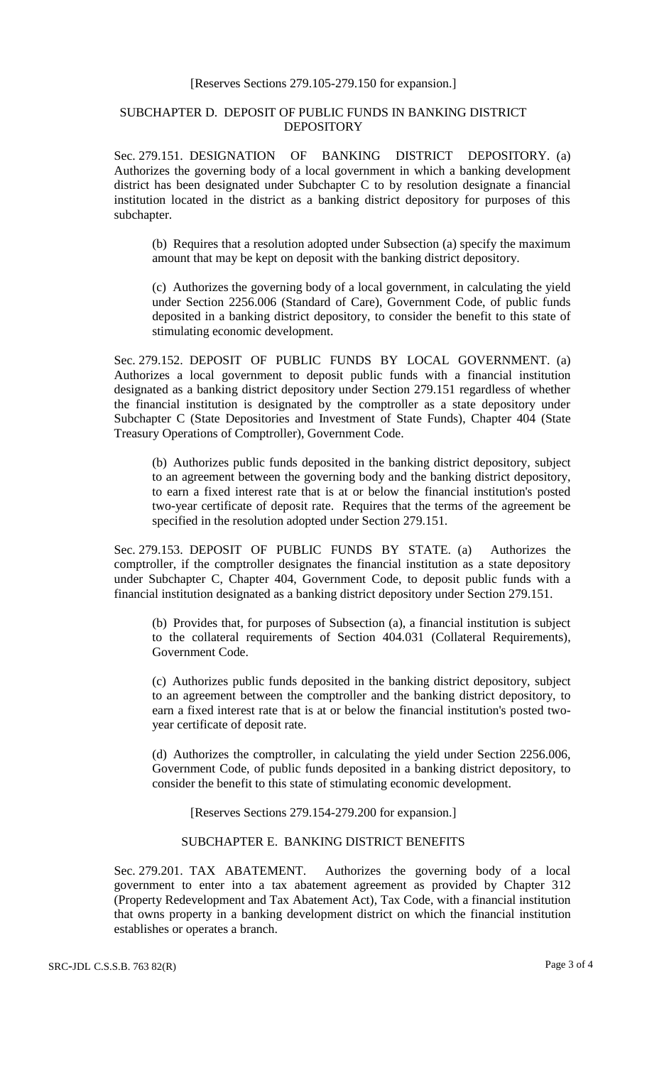[Reserves Sections 279.105-279.150 for expansion.]

## SUBCHAPTER D. DEPOSIT OF PUBLIC FUNDS IN BANKING DISTRICT DEPOSITORY

Sec. 279.151. DESIGNATION OF BANKING DISTRICT DEPOSITORY. (a) Authorizes the governing body of a local government in which a banking development district has been designated under Subchapter C to by resolution designate a financial institution located in the district as a banking district depository for purposes of this subchapter.

(b) Requires that a resolution adopted under Subsection (a) specify the maximum amount that may be kept on deposit with the banking district depository.

(c) Authorizes the governing body of a local government, in calculating the yield under Section 2256.006 (Standard of Care), Government Code, of public funds deposited in a banking district depository, to consider the benefit to this state of stimulating economic development.

Sec. 279.152. DEPOSIT OF PUBLIC FUNDS BY LOCAL GOVERNMENT. (a) Authorizes a local government to deposit public funds with a financial institution designated as a banking district depository under Section 279.151 regardless of whether the financial institution is designated by the comptroller as a state depository under Subchapter C (State Depositories and Investment of State Funds), Chapter 404 (State Treasury Operations of Comptroller), Government Code.

(b) Authorizes public funds deposited in the banking district depository, subject to an agreement between the governing body and the banking district depository, to earn a fixed interest rate that is at or below the financial institution's posted two-year certificate of deposit rate. Requires that the terms of the agreement be specified in the resolution adopted under Section 279.151.

Sec. 279.153. DEPOSIT OF PUBLIC FUNDS BY STATE. (a) Authorizes the comptroller, if the comptroller designates the financial institution as a state depository under Subchapter C, Chapter 404, Government Code, to deposit public funds with a financial institution designated as a banking district depository under Section 279.151.

(b) Provides that, for purposes of Subsection (a), a financial institution is subject to the collateral requirements of Section 404.031 (Collateral Requirements), Government Code.

(c) Authorizes public funds deposited in the banking district depository, subject to an agreement between the comptroller and the banking district depository, to earn a fixed interest rate that is at or below the financial institution's posted two-year certificate of deposit rate.

(d) Authorizes the comptroller, in calculating the yield under Section 2256.006, Government Code, of public funds deposited in a banking district depository, to consider the benefit to this state of stimulating economic development.

[Reserves Sections 279.154-279.200 for expansion.]

## SUBCHAPTER E. BANKING DISTRICT BENEFITS

Sec. 279.201. TAX ABATEMENT. Authorizes the governing body of a local government to enter into a tax abatement agreement as provided by Chapter 312 (Property Redevelopment and Tax Abatement Act), Tax Code, with a financial institution that owns property in a banking development district on which the financial institution establishes or operates a branch.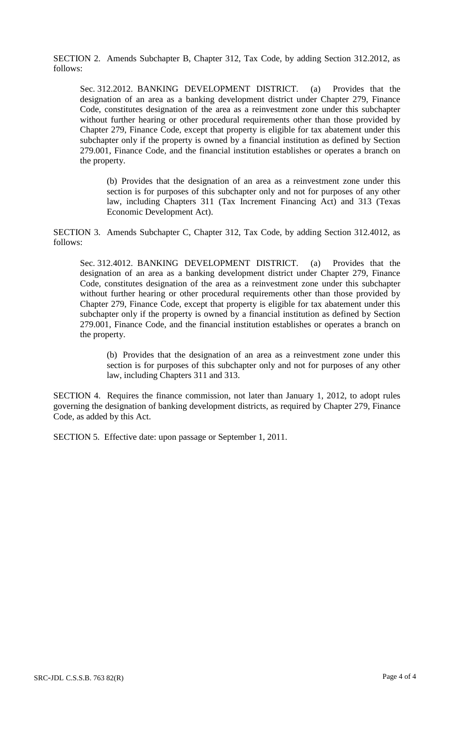SECTION 2. Amends Subchapter B, Chapter 312, Tax Code, by adding Section 312.2012, as follows:

> Sec. 312.2012. BANKING DEVELOPMENT DISTRICT. (a) Provides that the designation of an area as a banking development district under Chapter 279, Finance Code, constitutes designation of the area as a reinvestment zone under this subchapter without further hearing or other procedural requirements other than those provided by Chapter 279, Finance Code, except that property is eligible for tax abatement under this subchapter only if the property is owned by a financial institution as defined by Section 279.001, Finance Code, and the financial institution establishes or operates a branch on the property.
>
> > (b) Provides that the designation of an area as a reinvestment zone under this section is for purposes of this subchapter only and not for purposes of any other law, including Chapters 311 (Tax Increment Financing Act) and 313 (Texas Economic Development Act).

SECTION 3. Amends Subchapter C, Chapter 312, Tax Code, by adding Section 312.4012, as follows:

> Sec. 312.4012. BANKING DEVELOPMENT DISTRICT. (a) Provides that the designation of an area as a banking development district under Chapter 279, Finance Code, constitutes designation of the area as a reinvestment zone under this subchapter without further hearing or other procedural requirements other than those provided by Chapter 279, Finance Code, except that property is eligible for tax abatement under this subchapter only if the property is owned by a financial institution as defined by Section 279.001, Finance Code, and the financial institution establishes or operates a branch on the property.
>
> > (b) Provides that the designation of an area as a reinvestment zone under this section is for purposes of this subchapter only and not for purposes of any other law, including Chapters 311 and 313.

SECTION 4. Requires the finance commission, not later than January 1, 2012, to adopt rules governing the designation of banking development districts, as required by Chapter 279, Finance Code, as added by this Act.

SECTION 5. Effective date: upon passage or September 1, 2011.

SRC-JDL C.S.S.B. 763 82(R)